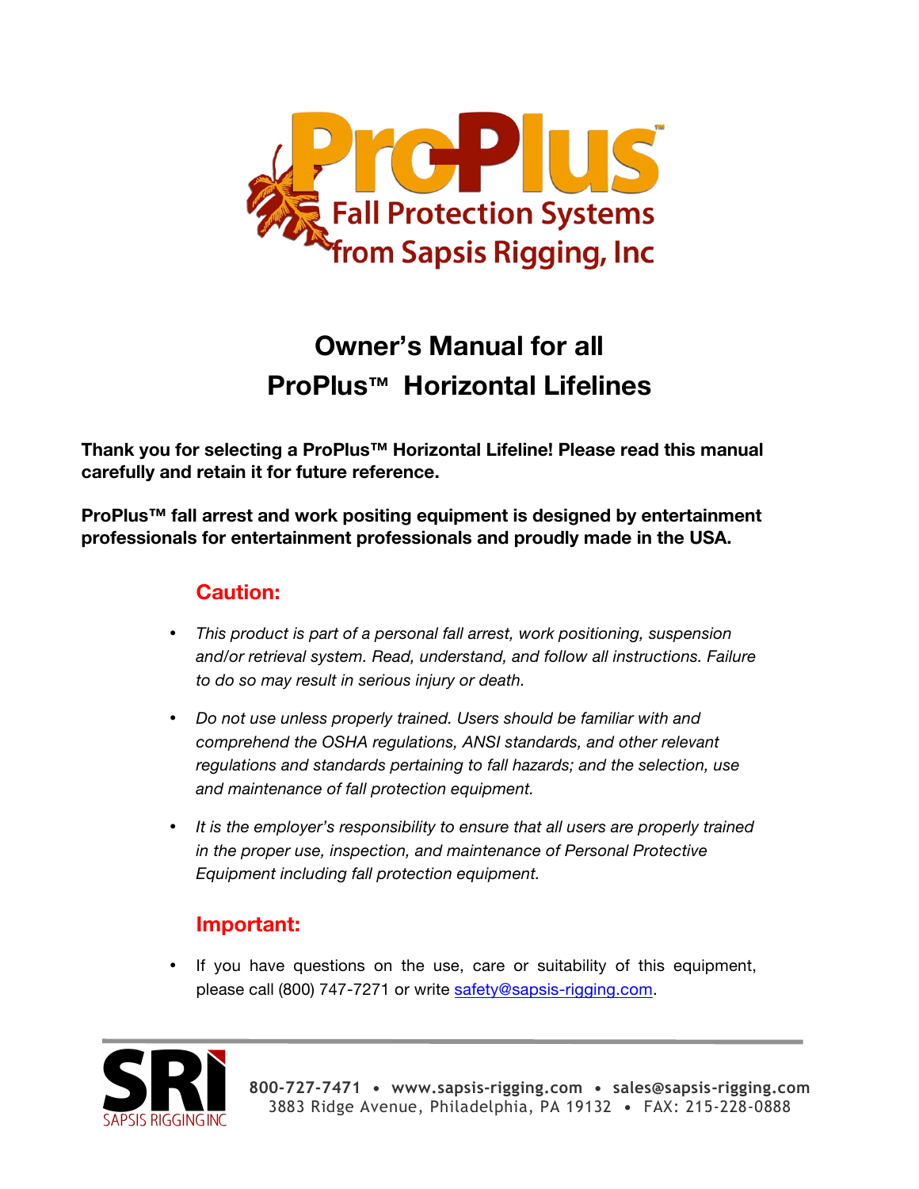ProPlus™
Fall Protection Systems
from Sapsis Rigging, Inc

# Owner's Manual for all ProPlus™ Horizontal Lifelines

**Thank you for selecting a ProPlus™ Horizontal Lifeline! Please read this manual carefully and retain it for future reference.**

**ProPlus™ fall arrest and work positing equipment is designed by entertainment professionals for entertainment professionals and proudly made in the USA.**

## Caution:

- *This product is part of a personal fall arrest, work positioning, suspension and/or retrieval system. Read, understand, and follow all instructions. Failure to do so may result in serious injury or death.*
- *Do not use unless properly trained. Users should be familiar with and comprehend the OSHA regulations, ANSI standards, and other relevant regulations and standards pertaining to fall hazards; and the selection, use and maintenance of fall protection equipment.*
- *It is the employer's responsibility to ensure that all users are properly trained in the proper use, inspection, and maintenance of Personal Protective Equipment including fall protection equipment.*

## Important:

- If you have questions on the use, care or suitability of this equipment, please call (800) 747-7271 or write safety@sapsis-rigging.com.

SRI SAPSIS RIGGING INC

800-727-7471 • www.sapsis-rigging.com • sales@sapsis-rigging.com
3883 Ridge Avenue, Philadelphia, PA 19132 • FAX: 215-228-0888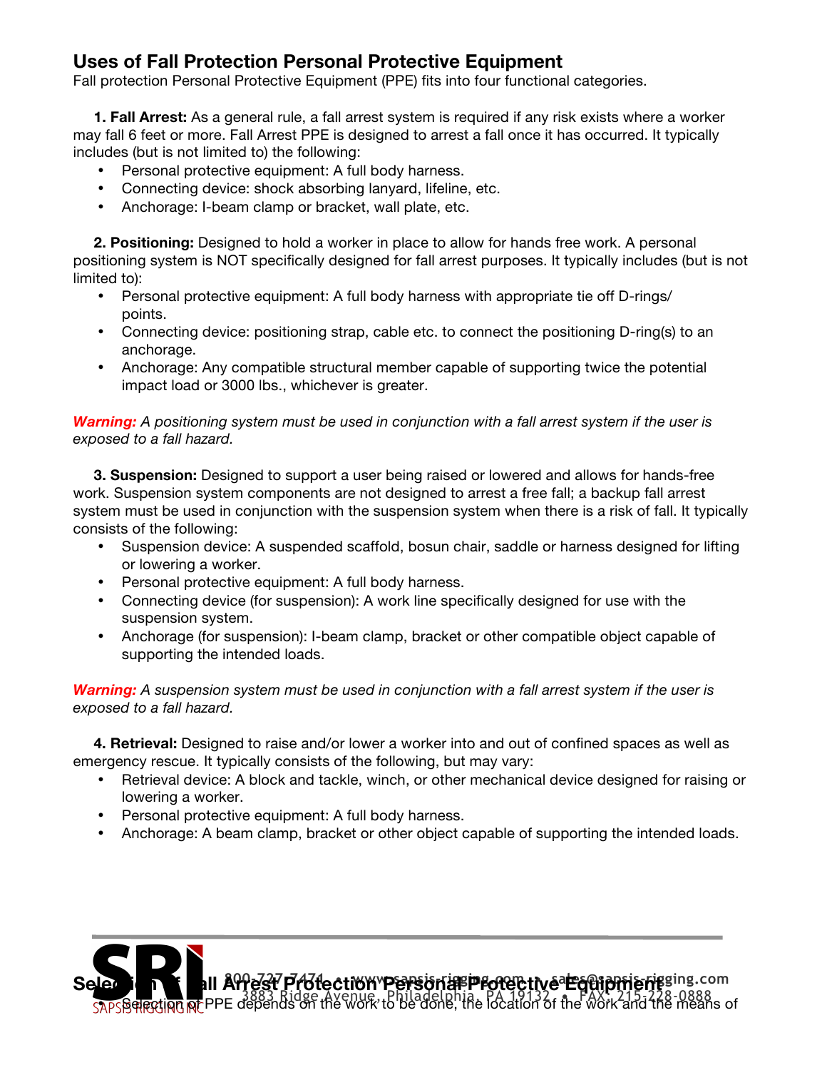## Uses of Fall Protection Personal Protective Equipment

Fall protection Personal Protective Equipment (PPE) fits into four functional categories.

**1. Fall Arrest:** As a general rule, a fall arrest system is required if any risk exists where a worker may fall 6 feet or more. Fall Arrest PPE is designed to arrest a fall once it has occurred. It typically includes (but is not limited to) the following:

- Personal protective equipment: A full body harness.
- Connecting device: shock absorbing lanyard, lifeline, etc.
- Anchorage: I-beam clamp or bracket, wall plate, etc.

**2. Positioning:** Designed to hold a worker in place to allow for hands free work. A personal positioning system is NOT specifically designed for fall arrest purposes. It typically includes (but is not limited to):

- Personal protective equipment: A full body harness with appropriate tie off D-rings/points.
- Connecting device: positioning strap, cable etc. to connect the positioning D-ring(s) to an anchorage.
- Anchorage: Any compatible structural member capable of supporting twice the potential impact load or 3000 lbs., whichever is greater.

***Warning:*** *A positioning system must be used in conjunction with a fall arrest system if the user is exposed to a fall hazard.*

**3. Suspension:** Designed to support a user being raised or lowered and allows for hands-free work. Suspension system components are not designed to arrest a free fall; a backup fall arrest system must be used in conjunction with the suspension system when there is a risk of fall. It typically consists of the following:

- Suspension device: A suspended scaffold, bosun chair, saddle or harness designed for lifting or lowering a worker.
- Personal protective equipment: A full body harness.
- Connecting device (for suspension): A work line specifically designed for use with the suspension system.
- Anchorage (for suspension): I-beam clamp, bracket or other compatible object capable of supporting the intended loads.

***Warning:*** *A suspension system must be used in conjunction with a fall arrest system if the user is exposed to a fall hazard.*

**4. Retrieval:** Designed to raise and/or lower a worker into and out of confined spaces as well as emergency rescue. It typically consists of the following, but may vary:

- Retrieval device: A block and tackle, winch, or other mechanical device designed for raising or lowering a worker.
- Personal protective equipment: A full body harness.
- Anchorage: A beam clamp, bracket or other object capable of supporting the intended loads.

## Selection of Fall Arrest Protection Personal Protective Equipment

Selection of PPE depends on the work to be done, the location of the work and the means of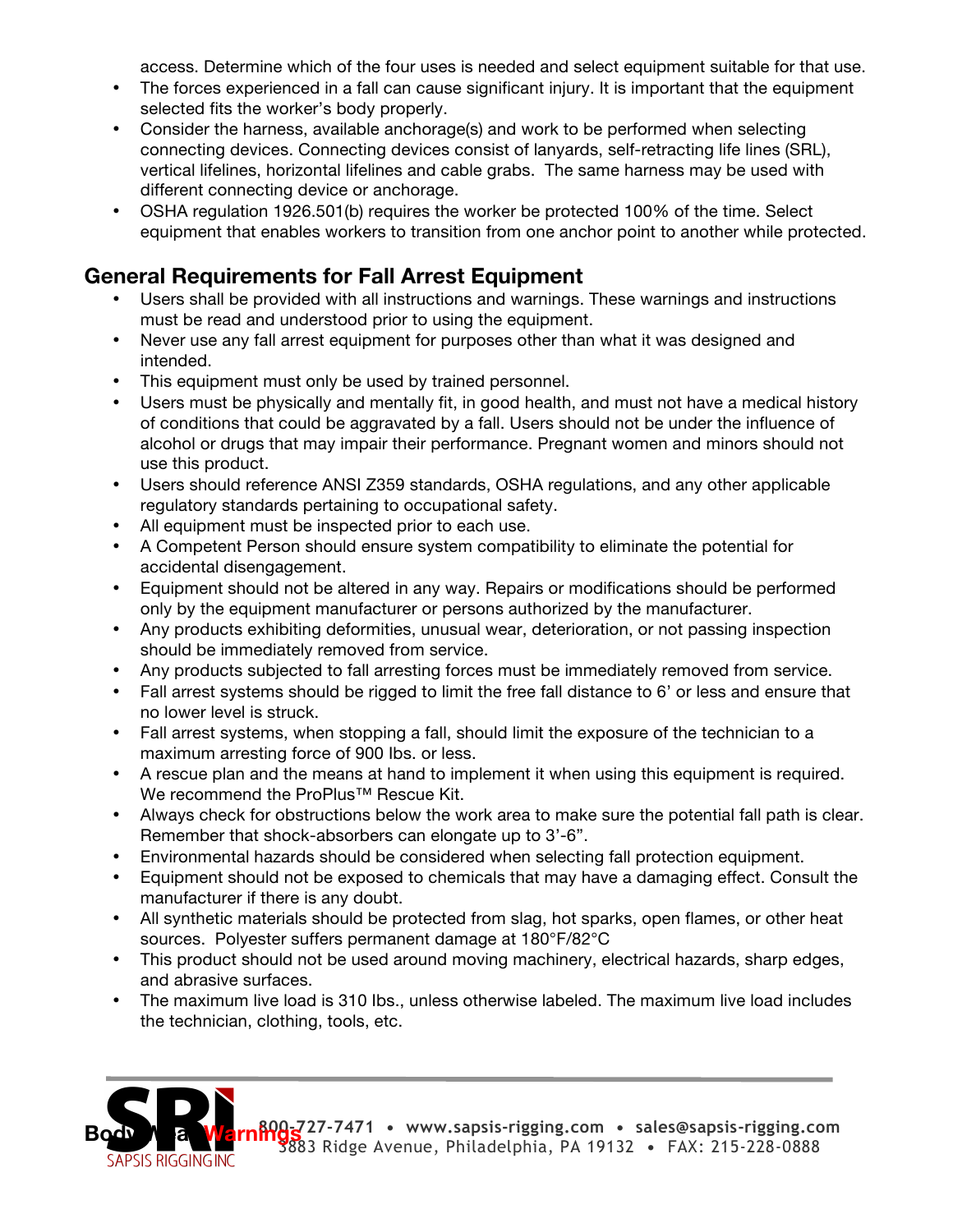access. Determine which of the four uses is needed and select equipment suitable for that use.

- The forces experienced in a fall can cause significant injury. It is important that the equipment selected fits the worker's body properly.
- Consider the harness, available anchorage(s) and work to be performed when selecting connecting devices. Connecting devices consist of lanyards, self-retracting life lines (SRL), vertical lifelines, horizontal lifelines and cable grabs. The same harness may be used with different connecting device or anchorage.
- OSHA regulation 1926.501(b) requires the worker be protected 100% of the time. Select equipment that enables workers to transition from one anchor point to another while protected.

## General Requirements for Fall Arrest Equipment

- Users shall be provided with all instructions and warnings. These warnings and instructions must be read and understood prior to using the equipment.
- Never use any fall arrest equipment for purposes other than what it was designed and intended.
- This equipment must only be used by trained personnel.
- Users must be physically and mentally fit, in good health, and must not have a medical history of conditions that could be aggravated by a fall. Users should not be under the influence of alcohol or drugs that may impair their performance. Pregnant women and minors should not use this product.
- Users should reference ANSI Z359 standards, OSHA regulations, and any other applicable regulatory standards pertaining to occupational safety.
- All equipment must be inspected prior to each use.
- A Competent Person should ensure system compatibility to eliminate the potential for accidental disengagement.
- Equipment should not be altered in any way. Repairs or modifications should be performed only by the equipment manufacturer or persons authorized by the manufacturer.
- Any products exhibiting deformities, unusual wear, deterioration, or not passing inspection should be immediately removed from service.
- Any products subjected to fall arresting forces must be immediately removed from service.
- Fall arrest systems should be rigged to limit the free fall distance to 6' or less and ensure that no lower level is struck.
- Fall arrest systems, when stopping a fall, should limit the exposure of the technician to a maximum arresting force of 900 lbs. or less.
- A rescue plan and the means at hand to implement it when using this equipment is required. We recommend the ProPlus™ Rescue Kit.
- Always check for obstructions below the work area to make sure the potential fall path is clear. Remember that shock-absorbers can elongate up to 3'-6".
- Environmental hazards should be considered when selecting fall protection equipment.
- Equipment should not be exposed to chemicals that may have a damaging effect. Consult the manufacturer if there is any doubt.
- All synthetic materials should be protected from slag, hot sparks, open flames, or other heat sources. Polyester suffers permanent damage at 180°F/82°C
- This product should not be used around moving machinery, electrical hazards, sharp edges, and abrasive surfaces.
- The maximum live load is 310 lbs., unless otherwise labeled. The maximum live load includes the technician, clothing, tools, etc.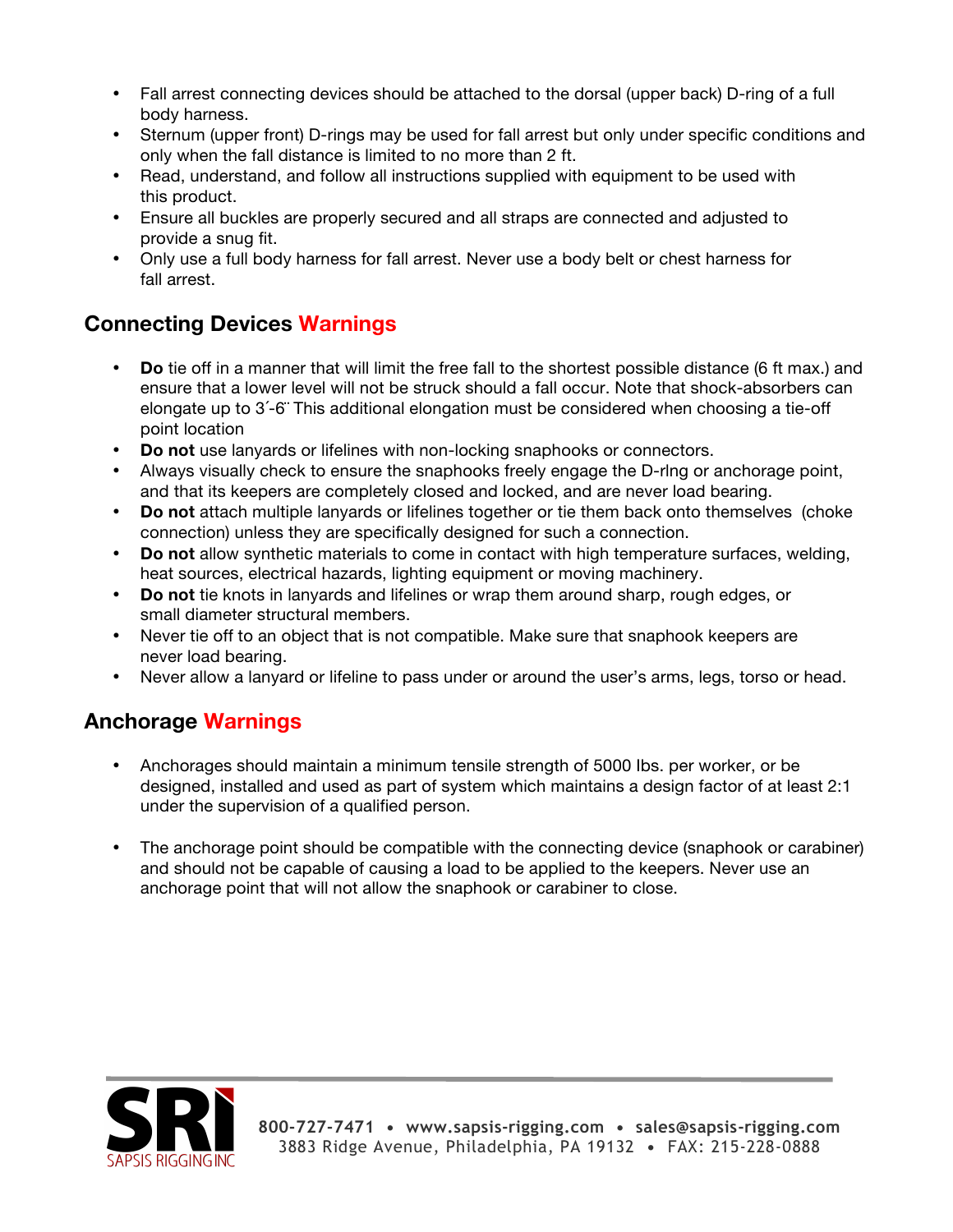- Fall arrest connecting devices should be attached to the dorsal (upper back) D-ring of a full body harness.
- Sternum (upper front) D-rings may be used for fall arrest but only under specific conditions and only when the fall distance is limited to no more than 2 ft.
- Read, understand, and follow all instructions supplied with equipment to be used with this product.
- Ensure all buckles are properly secured and all straps are connected and adjusted to provide a snug fit.
- Only use a full body harness for fall arrest. Never use a body belt or chest harness for fall arrest.

## Connecting Devices Warnings

- **Do** tie off in a manner that will limit the free fall to the shortest possible distance (6 ft max.) and ensure that a lower level will not be struck should a fall occur. Note that shock-absorbers can elongate up to 3´-6¨ This additional elongation must be considered when choosing a tie-off point location
- **Do not** use lanyards or lifelines with non-locking snaphooks or connectors.
- Always visually check to ensure the snaphooks freely engage the D-rlng or anchorage point, and that its keepers are completely closed and locked, and are never load bearing.
- **Do not** attach multiple lanyards or lifelines together or tie them back onto themselves (choke connection) unless they are specifically designed for such a connection.
- **Do not** allow synthetic materials to come in contact with high temperature surfaces, welding, heat sources, electrical hazards, lighting equipment or moving machinery.
- **Do not** tie knots in lanyards and lifelines or wrap them around sharp, rough edges, or small diameter structural members.
- Never tie off to an object that is not compatible. Make sure that snaphook keepers are never load bearing.
- Never allow a lanyard or lifeline to pass under or around the user's arms, legs, torso or head.

## Anchorage Warnings

- Anchorages should maintain a minimum tensile strength of 5000 lbs. per worker, or be designed, installed and used as part of system which maintains a design factor of at least 2:1 under the supervision of a qualified person.

- The anchorage point should be compatible with the connecting device (snaphook or carabiner) and should not be capable of causing a load to be applied to the keepers. Never use an anchorage point that will not allow the snaphook or carabiner to close.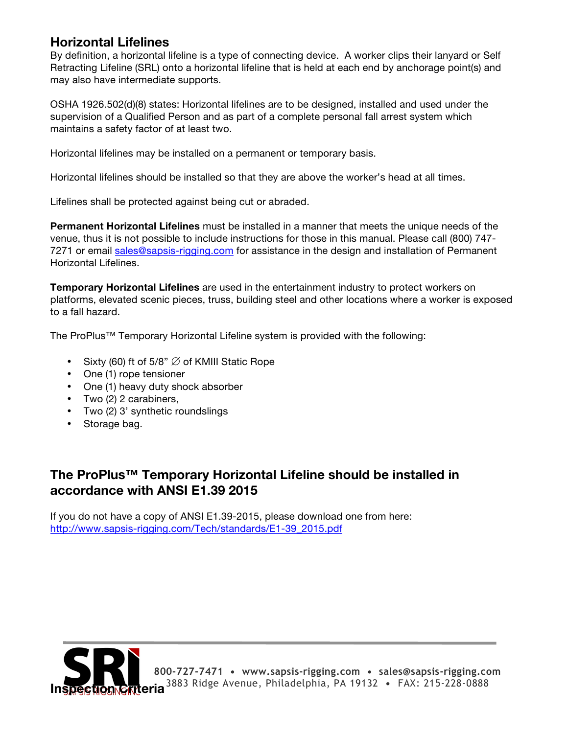## Horizontal Lifelines

By definition, a horizontal lifeline is a type of connecting device. A worker clips their lanyard or Self Retracting Lifeline (SRL) onto a horizontal lifeline that is held at each end by anchorage point(s) and may also have intermediate supports.

OSHA 1926.502(d)(8) states: Horizontal lifelines are to be designed, installed and used under the supervision of a Qualified Person and as part of a complete personal fall arrest system which maintains a safety factor of at least two.

Horizontal lifelines may be installed on a permanent or temporary basis.

Horizontal lifelines should be installed so that they are above the worker's head at all times.

Lifelines shall be protected against being cut or abraded.

**Permanent Horizontal Lifelines** must be installed in a manner that meets the unique needs of the venue, thus it is not possible to include instructions for those in this manual. Please call (800) 747-7271 or email sales@sapsis-rigging.com for assistance in the design and installation of Permanent Horizontal Lifelines.

**Temporary Horizontal Lifelines** are used in the entertainment industry to protect workers on platforms, elevated scenic pieces, truss, building steel and other locations where a worker is exposed to a fall hazard.

The ProPlus™ Temporary Horizontal Lifeline system is provided with the following:

- Sixty (60) ft of 5/8" ∅ of KMIII Static Rope
- One (1) rope tensioner
- One (1) heavy duty shock absorber
- Two (2) 2 carabiners,
- Two (2) 3' synthetic roundslings
- Storage bag.

## The ProPlus™ Temporary Horizontal Lifeline should be installed in accordance with ANSI E1.39 2015

If you do not have a copy of ANSI E1.39-2015, please download one from here:
http://www.sapsis-rigging.com/Tech/standards/E1-39_2015.pdf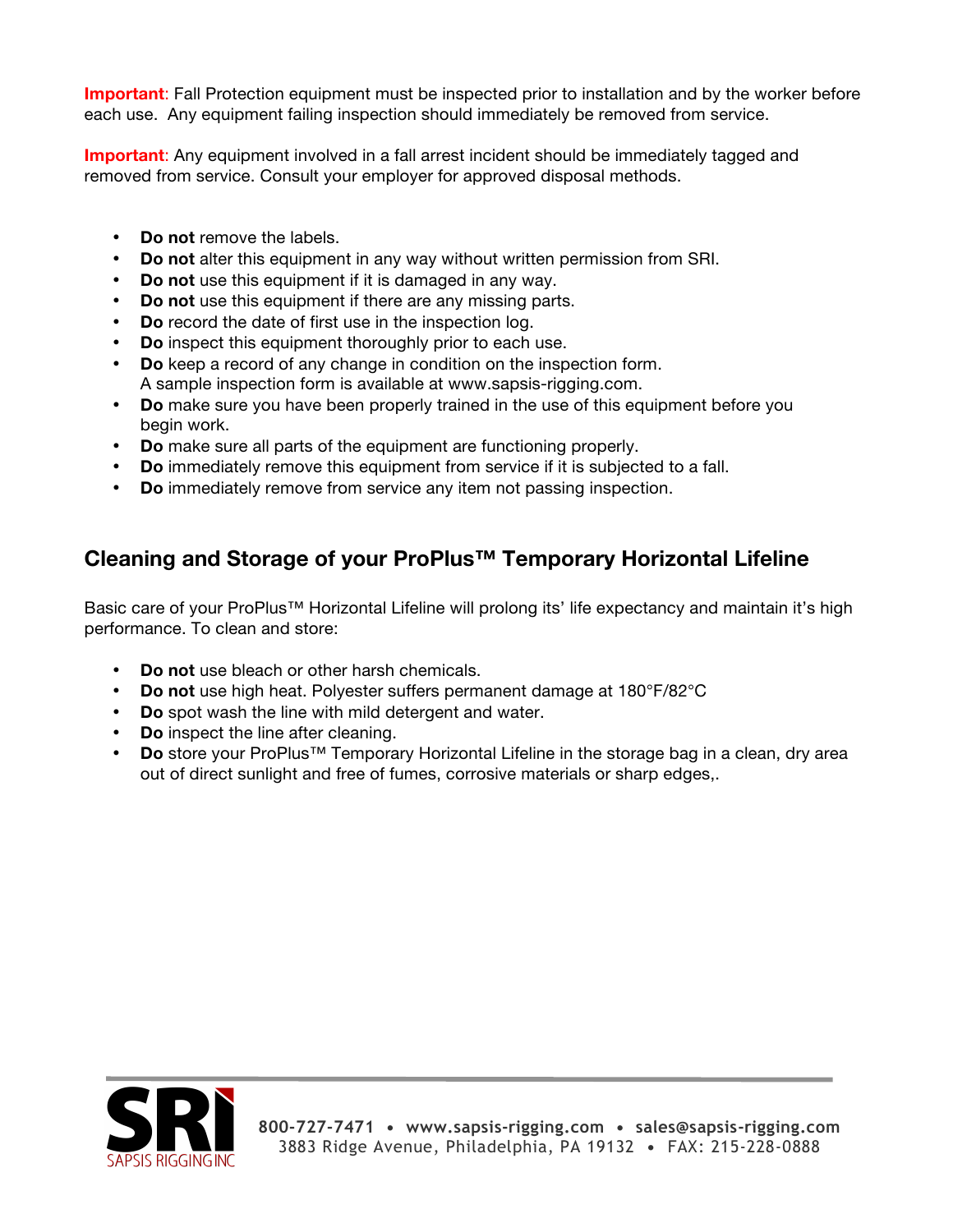**Important**: Fall Protection equipment must be inspected prior to installation and by the worker before each use. Any equipment failing inspection should immediately be removed from service.

**Important**: Any equipment involved in a fall arrest incident should be immediately tagged and removed from service. Consult your employer for approved disposal methods.

- **Do not** remove the labels.
- **Do not** alter this equipment in any way without written permission from SRI.
- **Do not** use this equipment if it is damaged in any way.
- **Do not** use this equipment if there are any missing parts.
- **Do** record the date of first use in the inspection log.
- **Do** inspect this equipment thoroughly prior to each use.
- **Do** keep a record of any change in condition on the inspection form. A sample inspection form is available at www.sapsis-rigging.com.
- **Do** make sure you have been properly trained in the use of this equipment before you begin work.
- **Do** make sure all parts of the equipment are functioning properly.
- **Do** immediately remove this equipment from service if it is subjected to a fall.
- **Do** immediately remove from service any item not passing inspection.

## Cleaning and Storage of your ProPlus™ Temporary Horizontal Lifeline

Basic care of your ProPlus™ Horizontal Lifeline will prolong its' life expectancy and maintain it's high performance. To clean and store:

- **Do not** use bleach or other harsh chemicals.
- **Do not** use high heat. Polyester suffers permanent damage at 180°F/82°C
- **Do** spot wash the line with mild detergent and water.
- **Do** inspect the line after cleaning.
- **Do** store your ProPlus™ Temporary Horizontal Lifeline in the storage bag in a clean, dry area out of direct sunlight and free of fumes, corrosive materials or sharp edges,.